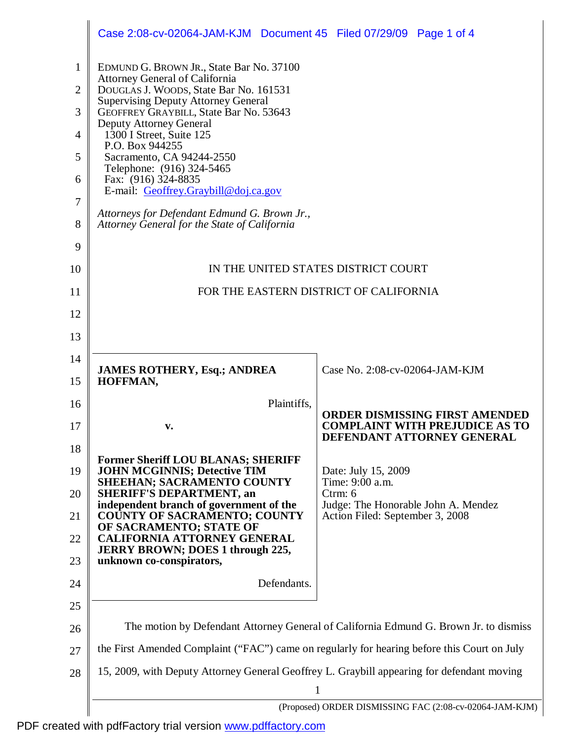EDMUND G. BROWN JR., State Bar No. 37100
Attorney General of California
DOUGLAS J. WOODS, State Bar No. 161531
Supervising Deputy Attorney General
GEOFFREY GRAYBILL, State Bar No. 53643
Deputy Attorney General
1300 I Street, Suite 125
P.O. Box 944255
Sacramento, CA 94244-2550
Telephone: (916) 324-5465
Fax: (916) 324-8835
E-mail: Geoffrey.Graybill@doj.ca.gov

*Attorneys for Defendant Edmund G. Brown Jr., Attorney General for the State of California*

IN THE UNITED STATES DISTRICT COURT

FOR THE EASTERN DISTRICT OF CALIFORNIA

| | |
|---|---|
| **JAMES ROTHERY, Esq.; ANDREA HOFFMAN,** Plaintiffs, **v.** **Former Sheriff LOU BLANAS; SHERIFF JOHN MCGINNIS; Detective TIM SHEEHAN; SACRAMENTO COUNTY SHERIFF'S DEPARTMENT, an independent branch of government of the COUNTY OF SACRAMENTO; COUNTY OF SACRAMENTO; STATE OF CALIFORNIA ATTORNEY GENERAL JERRY BROWN; DOES 1 through 225, unknown co-conspirators,** Defendants. | Case No. 2:08-cv-02064-JAM-KJM **ORDER DISMISSING FIRST AMENDED COMPLAINT WITH PREJUDICE AS TO DEFENDANT ATTORNEY GENERAL** Date: July 15, 2009 Time: 9:00 a.m. Ctrm: 6 Judge: The Honorable John A. Mendez Action Filed: September 3, 2008 |

The motion by Defendant Attorney General of California Edmund G. Brown Jr. to dismiss the First Amended Complaint ("FAC") came on regularly for hearing before this Court on July 15, 2009, with Deputy Attorney General Geoffrey L. Graybill appearing for defendant moving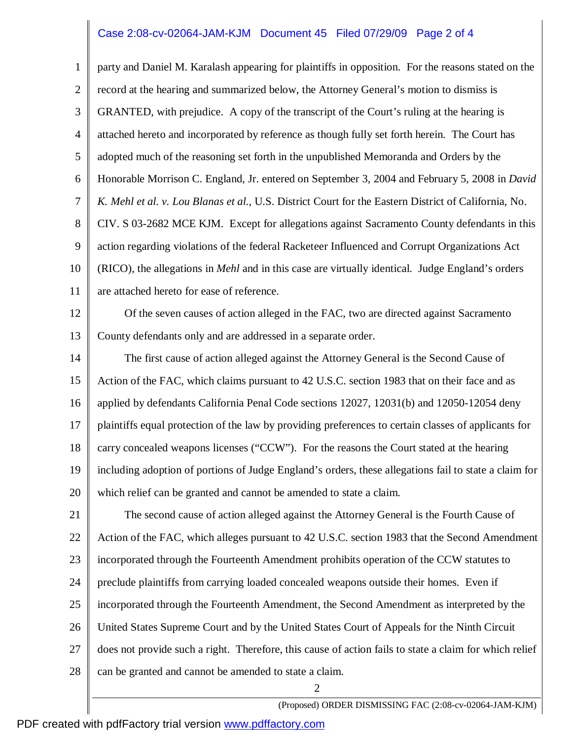party and Daniel M. Karalash appearing for plaintiffs in opposition. For the reasons stated on the record at the hearing and summarized below, the Attorney General's motion to dismiss is GRANTED, with prejudice. A copy of the transcript of the Court's ruling at the hearing is attached hereto and incorporated by reference as though fully set forth herein. The Court has adopted much of the reasoning set forth in the unpublished Memoranda and Orders by the Honorable Morrison C. England, Jr. entered on September 3, 2004 and February 5, 2008 in *David K. Mehl et al. v. Lou Blanas et al.*, U.S. District Court for the Eastern District of California, No. CIV. S 03-2682 MCE KJM. Except for allegations against Sacramento County defendants in this action regarding violations of the federal Racketeer Influenced and Corrupt Organizations Act (RICO), the allegations in *Mehl* and in this case are virtually identical. Judge England's orders are attached hereto for ease of reference.

Of the seven causes of action alleged in the FAC, two are directed against Sacramento County defendants only and are addressed in a separate order.

The first cause of action alleged against the Attorney General is the Second Cause of Action of the FAC, which claims pursuant to 42 U.S.C. section 1983 that on their face and as applied by defendants California Penal Code sections 12027, 12031(b) and 12050-12054 deny plaintiffs equal protection of the law by providing preferences to certain classes of applicants for carry concealed weapons licenses ("CCW"). For the reasons the Court stated at the hearing including adoption of portions of Judge England's orders, these allegations fail to state a claim for which relief can be granted and cannot be amended to state a claim.

The second cause of action alleged against the Attorney General is the Fourth Cause of Action of the FAC, which alleges pursuant to 42 U.S.C. section 1983 that the Second Amendment incorporated through the Fourteenth Amendment prohibits operation of the CCW statutes to preclude plaintiffs from carrying loaded concealed weapons outside their homes. Even if incorporated through the Fourteenth Amendment, the Second Amendment as interpreted by the United States Supreme Court and by the United States Court of Appeals for the Ninth Circuit does not provide such a right. Therefore, this cause of action fails to state a claim for which relief can be granted and cannot be amended to state a claim.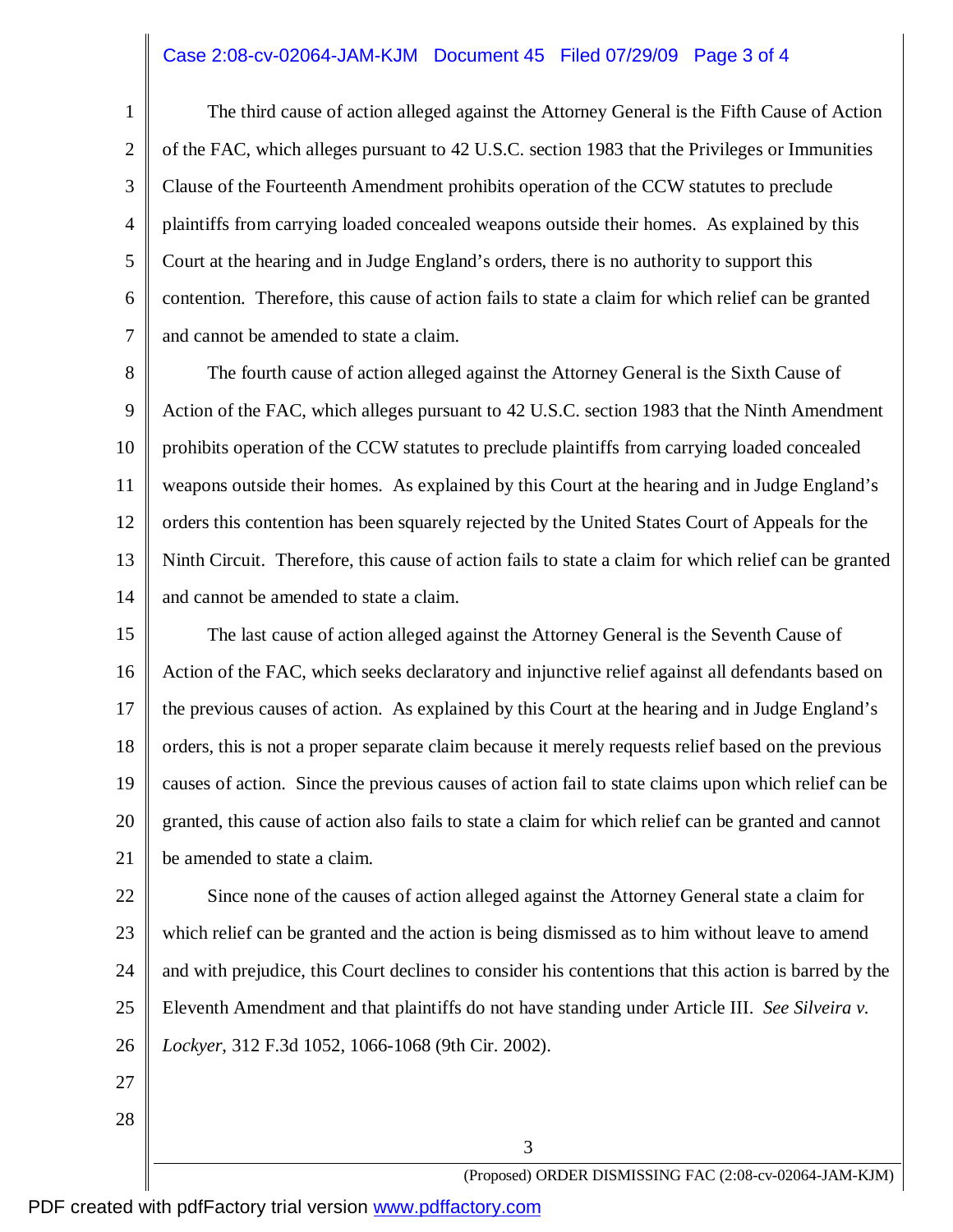The third cause of action alleged against the Attorney General is the Fifth Cause of Action of the FAC, which alleges pursuant to 42 U.S.C. section 1983 that the Privileges or Immunities Clause of the Fourteenth Amendment prohibits operation of the CCW statutes to preclude plaintiffs from carrying loaded concealed weapons outside their homes. As explained by this Court at the hearing and in Judge England's orders, there is no authority to support this contention. Therefore, this cause of action fails to state a claim for which relief can be granted and cannot be amended to state a claim.

The fourth cause of action alleged against the Attorney General is the Sixth Cause of Action of the FAC, which alleges pursuant to 42 U.S.C. section 1983 that the Ninth Amendment prohibits operation of the CCW statutes to preclude plaintiffs from carrying loaded concealed weapons outside their homes. As explained by this Court at the hearing and in Judge England's orders this contention has been squarely rejected by the United States Court of Appeals for the Ninth Circuit. Therefore, this cause of action fails to state a claim for which relief can be granted and cannot be amended to state a claim.

The last cause of action alleged against the Attorney General is the Seventh Cause of Action of the FAC, which seeks declaratory and injunctive relief against all defendants based on the previous causes of action. As explained by this Court at the hearing and in Judge England's orders, this is not a proper separate claim because it merely requests relief based on the previous causes of action. Since the previous causes of action fail to state claims upon which relief can be granted, this cause of action also fails to state a claim for which relief can be granted and cannot be amended to state a claim.

Since none of the causes of action alleged against the Attorney General state a claim for which relief can be granted and the action is being dismissed as to him without leave to amend and with prejudice, this Court declines to consider his contentions that this action is barred by the Eleventh Amendment and that plaintiffs do not have standing under Article III. *See Silveira v. Lockyer*, 312 F.3d 1052, 1066-1068 (9th Cir. 2002).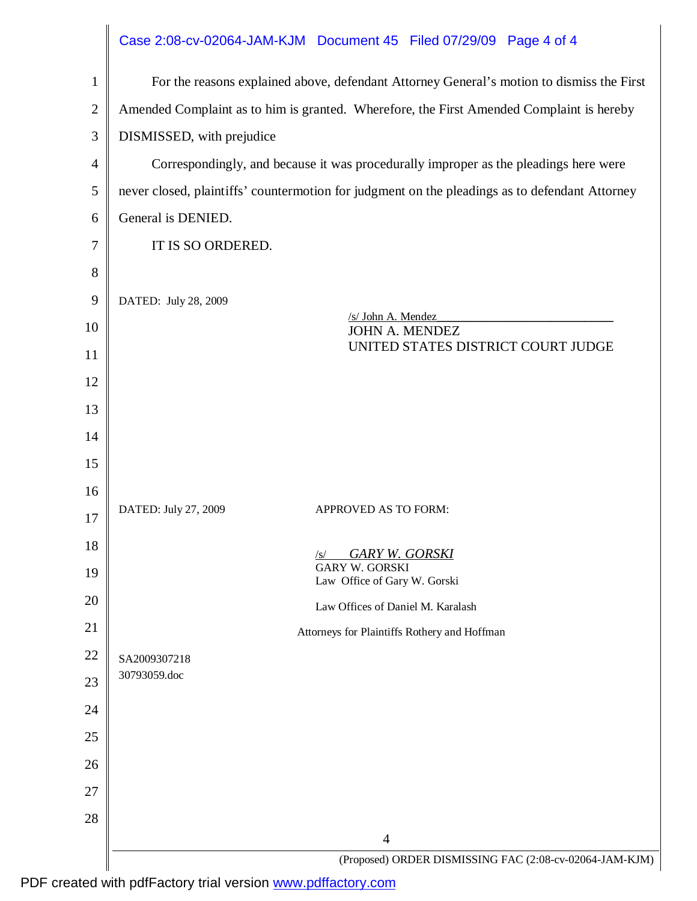For the reasons explained above, defendant Attorney General's motion to dismiss the First Amended Complaint as to him is granted. Wherefore, the First Amended Complaint is hereby DISMISSED, with prejudice

Correspondingly, and because it was procedurally improper as the pleadings here were never closed, plaintiffs' countermotion for judgment on the pleadings as to defendant Attorney General is DENIED.

IT IS SO ORDERED.

DATED: July 28, 2009

/s/ John A. Mendez
JOHN A. MENDEZ
UNITED STATES DISTRICT COURT JUDGE

DATED: July 27, 2009

APPROVED AS TO FORM:

/s/ *GARY W. GORSKI*
GARY W. GORSKI
Law Office of Gary W. Gorski

Law Offices of Daniel M. Karalash

Attorneys for Plaintiffs Rothery and Hoffman

SA2009307218
30793059.doc

(Proposed) ORDER DISMISSING FAC (2:08-cv-02064-JAM-KJM)